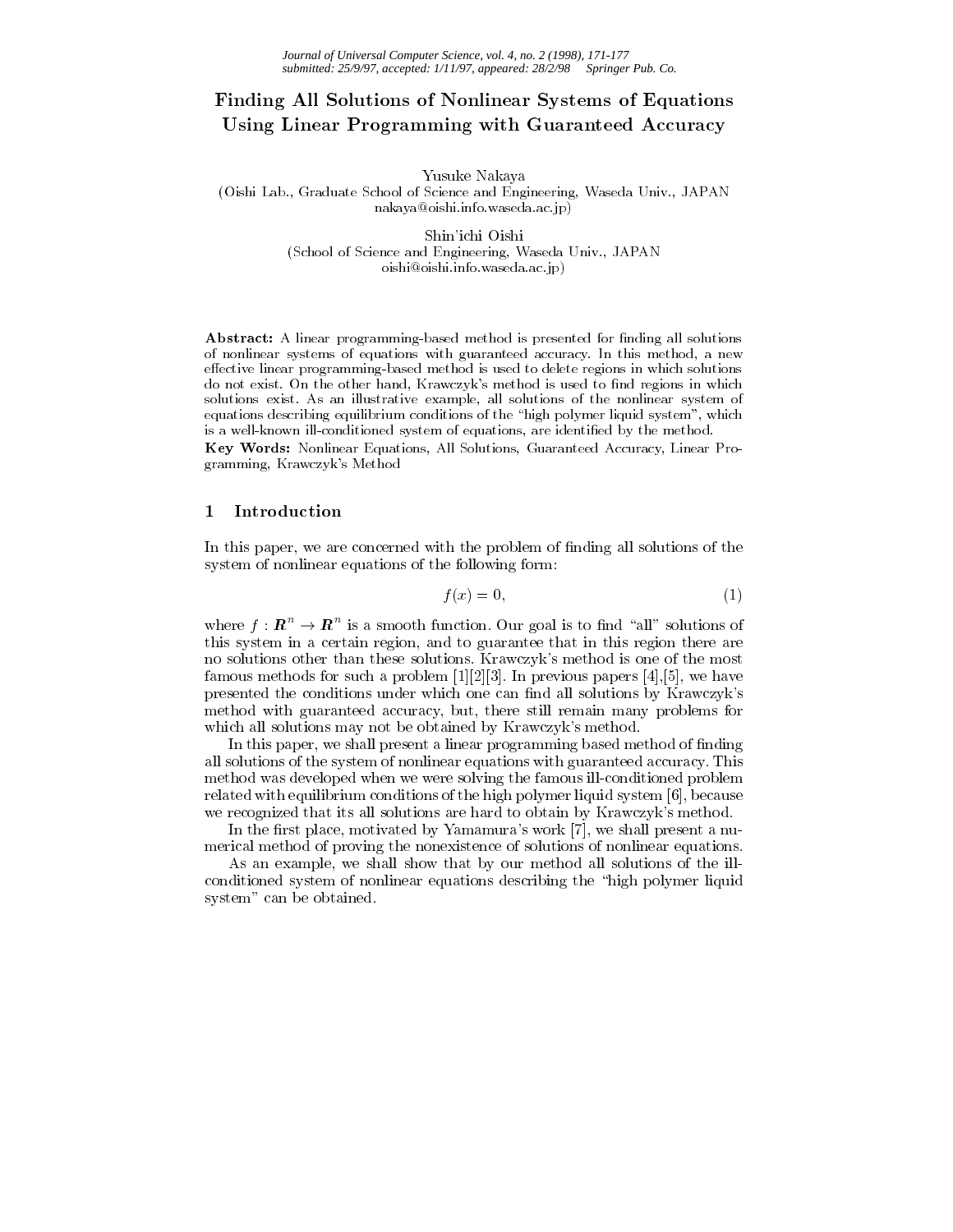# Finding All Solutions of Nonlinear Systems of Equations Using Linear Programming with Guaranteed Accuracy

Yusuke Nakaya
(Oishi Lab., Graduate School of Science and Engineering, Waseda Univ., JAPAN
nakaya@oishi.info.waseda.ac.jp)

Shin'ichi Oishi
(School of Science and Engineering, Waseda Univ., JAPAN
oishi@oishi.info.waseda.ac.jp)

**Abstract:** A linear programming-based method is presented for finding all solutions of nonlinear systems of equations with guaranteed accuracy. In this method, a new effective linear programming-based method is used to delete regions in which solutions do not exist. On the other hand, Krawczyk's method is used to find regions in which solutions exist. As an illustrative example, all solutions of the nonlinear system of equations describing equilibrium conditions of the "high polymer liquid system", which is a well-known ill-conditioned system of equations, are identified by the method.

**Key Words:** Nonlinear Equations, All Solutions, Guaranteed Accuracy, Linear Programming, Krawczyk's Method

## 1 Introduction

In this paper, we are concerned with the problem of finding all solutions of the system of nonlinear equations of the following form:

$$f(x) = 0, \tag{1}$$

where $f : \boldsymbol{R}^n \to \boldsymbol{R}^n$ is a smooth function. Our goal is to find "all" solutions of this system in a certain region, and to guarantee that in this region there are no solutions other than these solutions. Krawczyk's method is one of the most famous methods for such a problem [1][2][3]. In previous papers [4],[5], we have presented the conditions under which one can find all solutions by Krawczyk's method with guaranteed accuracy, but, there still remain many problems for which all solutions may not be obtained by Krawczyk's method.

In this paper, we shall present a linear programming based method of finding all solutions of the system of nonlinear equations with guaranteed accuracy. This method was developed when we were solving the famous ill-conditioned problem related with equilibrium conditions of the high polymer liquid system [6], because we recognized that its all solutions are hard to obtain by Krawczyk's method.

In the first place, motivated by Yamamura's work [7], we shall present a numerical method of proving the nonexistence of solutions of nonlinear equations.

As an example, we shall show that by our method all solutions of the ill-conditioned system of nonlinear equations describing the "high polymer liquid system" can be obtained.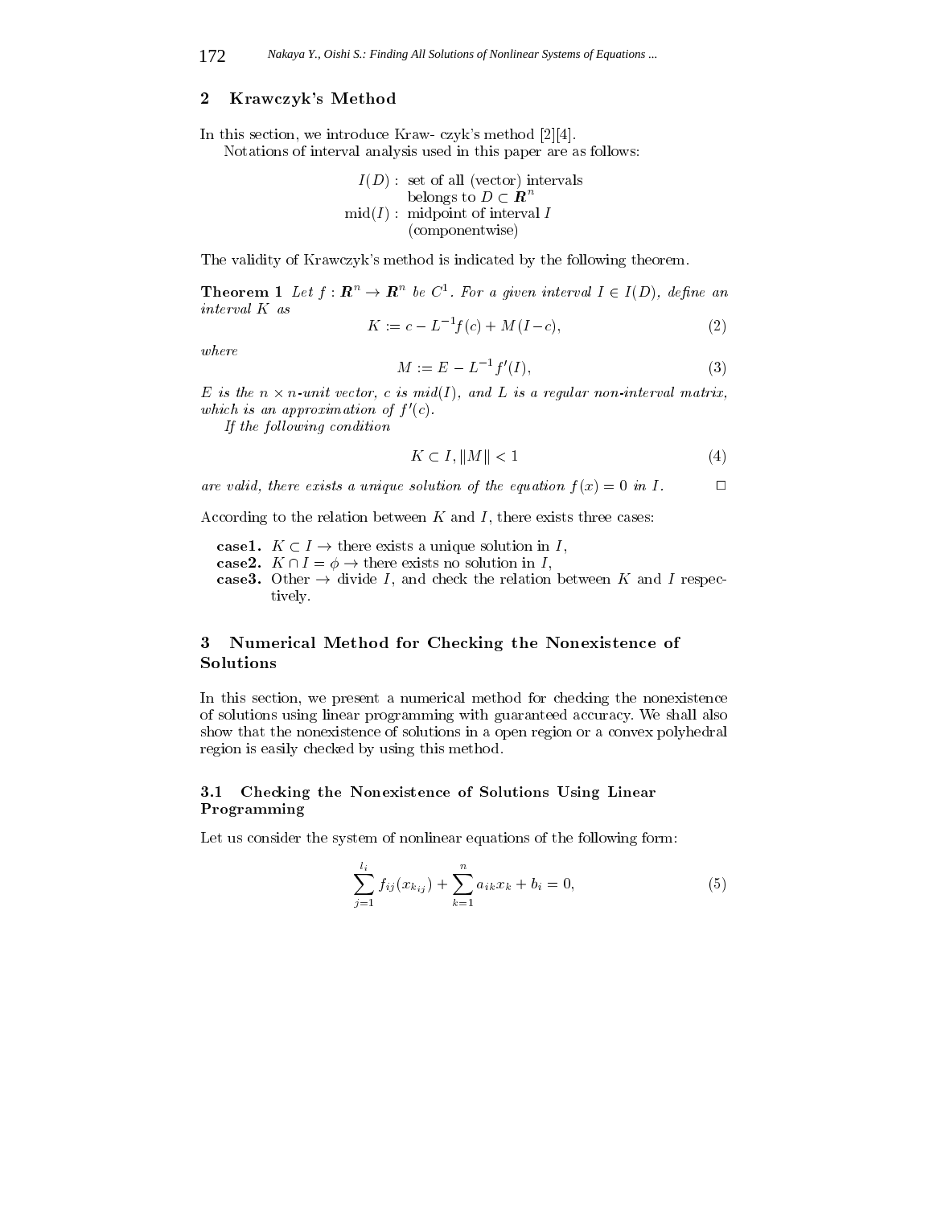## 2 Krawczyk's Method

In this section, we introduce Kraw- czyk's method [2][4].

Notations of interval analysis used in this paper are as follows:

$I(D)$ : set of all (vector) intervals belongs to $D \subset \boldsymbol{R}^n$

$\mathrm{mid}(I)$ : midpoint of interval $I$ (componentwise)

The validity of Krawczyk's method is indicated by the following theorem.

**Theorem 1** *Let $f : \boldsymbol{R}^n \to \boldsymbol{R}^n$ be $C^1$. For a given interval $I \in I(D)$, define an interval $K$ as*

$$K := c - L^{-1}f(c) + M(I - c), \tag{2}$$

*where*

$$M := E - L^{-1}f'(I), \tag{3}$$

*$E$ is the $n \times n$-unit vector, $c$ is mid($I$), and $L$ is a regular non-interval matrix, which is an approximation of $f'(c)$.*

*If the following condition*

$$K \subset I, \|M\| < 1 \tag{4}$$

*are valid, there exists a unique solution of the equation $f(x) = 0$ in $I$.* □

According to the relation between $K$ and $I$, there exists three cases:

**case1.** $K \subset I \to$ there exists a unique solution in $I$,
**case2.** $K \cap I = \phi \to$ there exists no solution in $I$,
**case3.** Other $\to$ divide $I$, and check the relation between $K$ and $I$ respectively.

## 3 Numerical Method for Checking the Nonexistence of Solutions

In this section, we present a numerical method for checking the nonexistence of solutions using linear programming with guaranteed accuracy. We shall also show that the nonexistence of solutions in a open region or a convex polyhedral region is easily checked by using this method.

### 3.1 Checking the Nonexistence of Solutions Using Linear Programming

Let us consider the system of nonlinear equations of the following form:

$$\sum_{j=1}^{l_i} f_{ij}(x_{k_{ij}}) + \sum_{k=1}^{n} a_{ik}x_k + b_i = 0, \tag{5}$$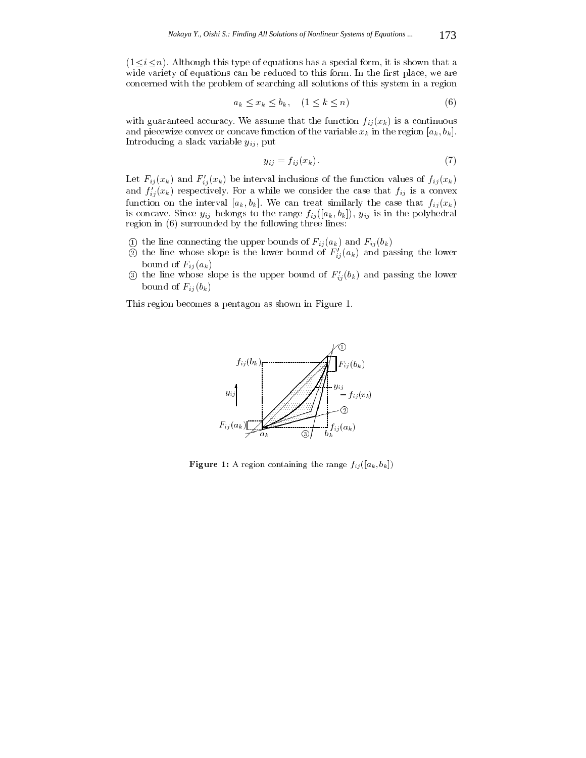($1 \leq i \leq n$). Although this type of equations has a special form, it is shown that a wide variety of equations can be reduced to this form. In the first place, we are concerned with the problem of searching all solutions of this system in a region

$$a_k \leq x_k \leq b_k, \quad (1 \leq k \leq n) \tag{6}$$

with guaranteed accuracy. We assume that the function $f_{ij}(x_k)$ is a continuous and piecewize convex or concave function of the variable $x_k$ in the region $[a_k, b_k]$. Introducing a slack variable $y_{ij}$, put

$$y_{ij} = f_{ij}(x_k). \tag{7}$$

Let $F_{ij}(x_k)$ and $F'_{ij}(x_k)$ be interval inclusions of the function values of $f_{ij}(x_k)$ and $f'_{ij}(x_k)$ respectively. For a while we consider the case that $f_{ij}$ is a convex function on the interval $[a_k, b_k]$. We can treat similarly the case that $f_{ij}(x_k)$ is concave. Since $y_{ij}$ belongs to the range $f_{ij}([a_k, b_k])$, $y_{ij}$ is in the polyhedral region in (6) surrounded by the following three lines:

① the line connecting the upper bounds of $F_{ij}(a_k)$ and $F_{ij}(b_k)$
② the line whose slope is the lower bound of $F'_{ij}(a_k)$ and passing the lower bound of $F_{ij}(a_k)$
③ the line whose slope is the upper bound of $F'_{ij}(b_k)$ and passing the lower bound of $F_{ij}(b_k)$

This region becomes a pentagon as shown in Figure 1.

**Figure 1:** A region containing the range $f_{ij}([a_k, b_k])$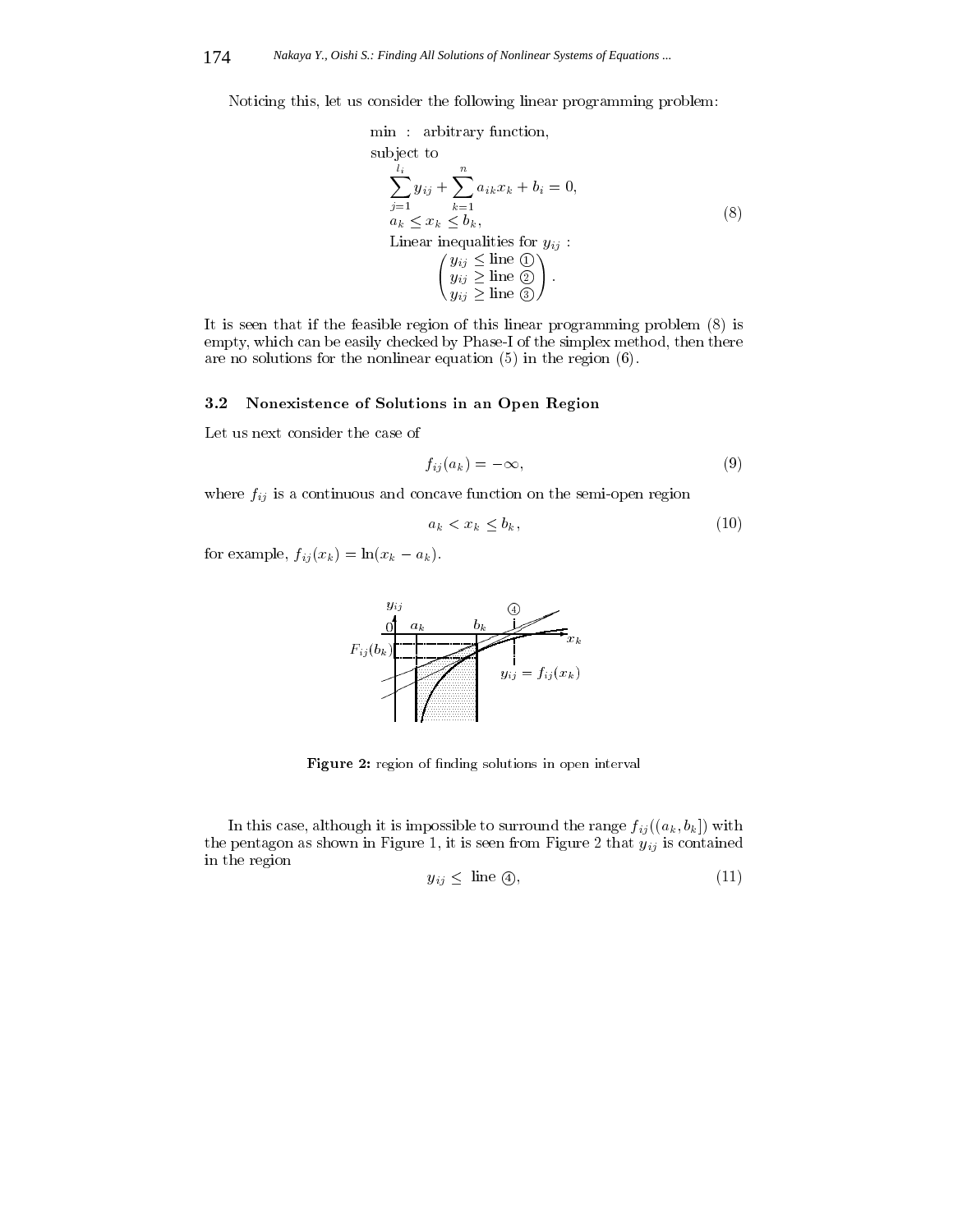Noticing this, let us consider the following linear programming problem:

$$
\begin{aligned}
&\text{min} \;:\; \text{arbitrary function,} \\
&\text{subject to} \\
&\quad \sum_{j=1}^{l_i} y_{ij} + \sum_{k=1}^{n} a_{ik} x_k + b_i = 0, \\
&\quad a_k \leq x_k \leq b_k, \\
&\quad \text{Linear inequalities for } y_{ij} : \\
&\qquad\qquad \begin{pmatrix} y_{ij} \leq \text{line ①} \\ y_{ij} \geq \text{line ②} \\ y_{ij} \geq \text{line ③} \end{pmatrix}.
\end{aligned}
\tag{8}
$$

It is seen that if the feasible region of this linear programming problem (8) is empty, which can be easily checked by Phase-I of the simplex method, then there are no solutions for the nonlinear equation (5) in the region (6).

### 3.2 Nonexistence of Solutions in an Open Region

Let us next consider the case of

$$f_{ij}(a_k) = -\infty, \tag{9}$$

where $f_{ij}$ is a continuous and concave function on the semi-open region

$$a_k < x_k \leq b_k, \tag{10}$$

for example, $f_{ij}(x_k) = \ln(x_k - a_k)$.

**Figure 2:** region of finding solutions in open interval

In this case, although it is impossible to surround the range $f_{ij}((a_k, b_k])$ with the pentagon as shown in Figure 1, it is seen from Figure 2 that $y_{ij}$ is contained in the region

$$y_{ij} \leq \text{ line ④}, \tag{11}$$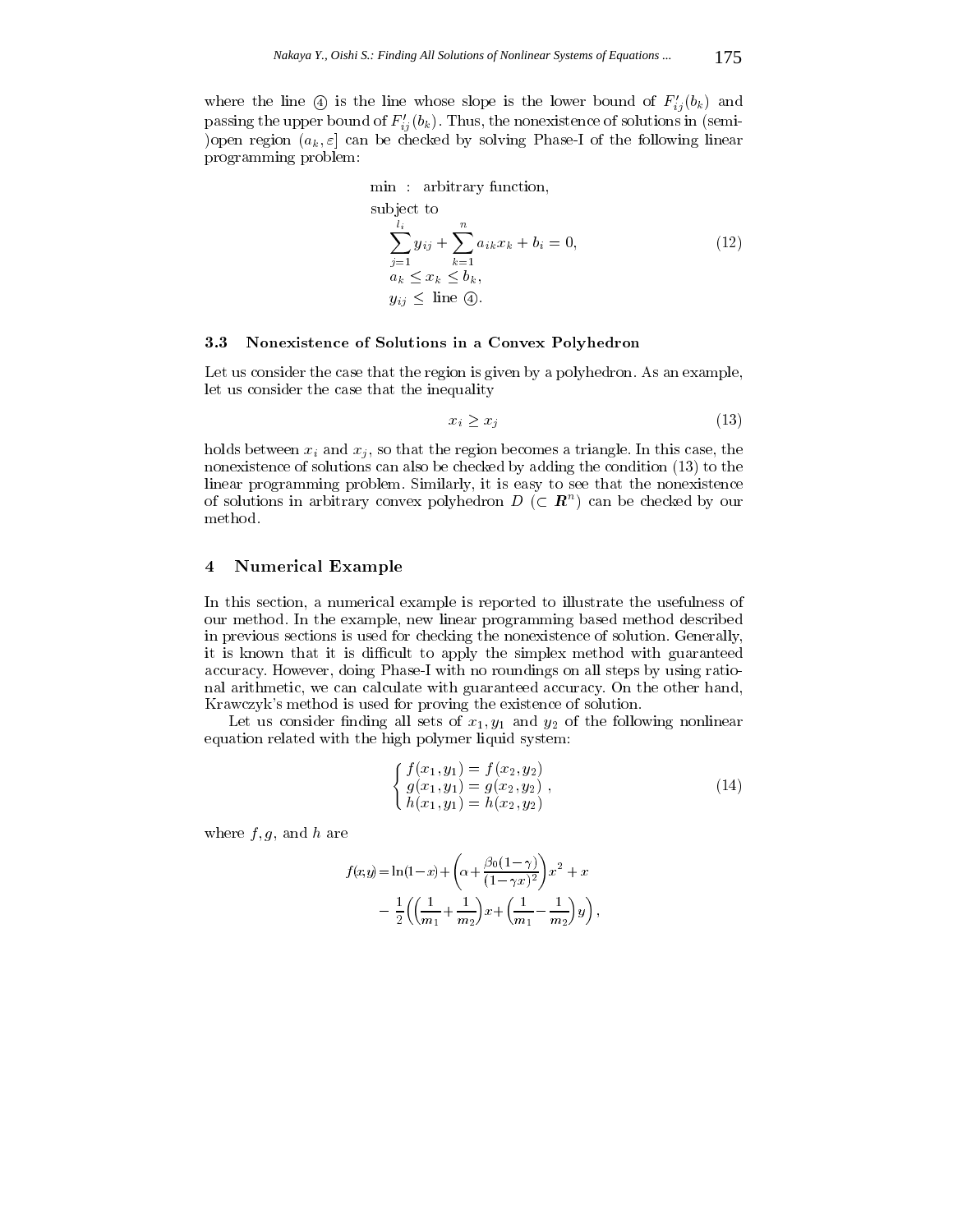where the line ④ is the line whose slope is the lower bound of $F'_{ij}(b_k)$ and passing the upper bound of $F'_{ij}(b_k)$. Thus, the nonexistence of solutions in (semi-)open region $(a_k, \varepsilon]$ can be checked by solving Phase-I of the following linear programming problem:

$$
\begin{aligned}
&\min \;:\; \text{arbitrary function,} \\
&\text{subject to} \\
&\quad \sum_{j=1}^{l_i} y_{ij} + \sum_{k=1}^{n} a_{ik} x_k + b_i = 0, \\
&\quad a_k \le x_k \le b_k, \\
&\quad y_{ij} \le \text{ line ④.}
\end{aligned}
\tag{12}
$$

### 3.3 Nonexistence of Solutions in a Convex Polyhedron

Let us consider the case that the region is given by a polyhedron. As an example, let us consider the case that the inequality

$$
x_i \ge x_j \tag{13}
$$

holds between $x_i$ and $x_j$, so that the region becomes a triangle. In this case, the nonexistence of solutions can also be checked by adding the condition (13) to the linear programming problem. Similarly, it is easy to see that the nonexistence of solutions in arbitrary convex polyhedron $D$ ($\subset \boldsymbol{R}^n$) can be checked by our method.

## 4 Numerical Example

In this section, a numerical example is reported to illustrate the usefulness of our method. In the example, new linear programming based method described in previous sections is used for checking the nonexistence of solution. Generally, it is known that it is difficult to apply the simplex method with guaranteed accuracy. However, doing Phase-I with no roundings on all steps by using rational arithmetic, we can calculate with guaranteed accuracy. On the other hand, Krawczyk's method is used for proving the existence of solution.

Let us consider finding all sets of $x_1, y_1$ and $y_2$ of the following nonlinear equation related with the high polymer liquid system:

$$
\begin{cases}
f(x_1, y_1) = f(x_2, y_2) \\
g(x_1, y_1) = g(x_2, y_2) \\
h(x_1, y_1) = h(x_2, y_2)
\end{cases},
\tag{14}
$$

where $f, g$, and $h$ are

$$
\begin{aligned}
f(x, y) = \ln(1-x) + \left(\alpha + \frac{\beta_0(1-\gamma)}{(1-\gamma x)^2}\right) x^2 + x \\
- \frac{1}{2}\left(\left(\frac{1}{m_1} + \frac{1}{m_2}\right) x + \left(\frac{1}{m_1} - \frac{1}{m_2}\right) y\right),
\end{aligned}
$$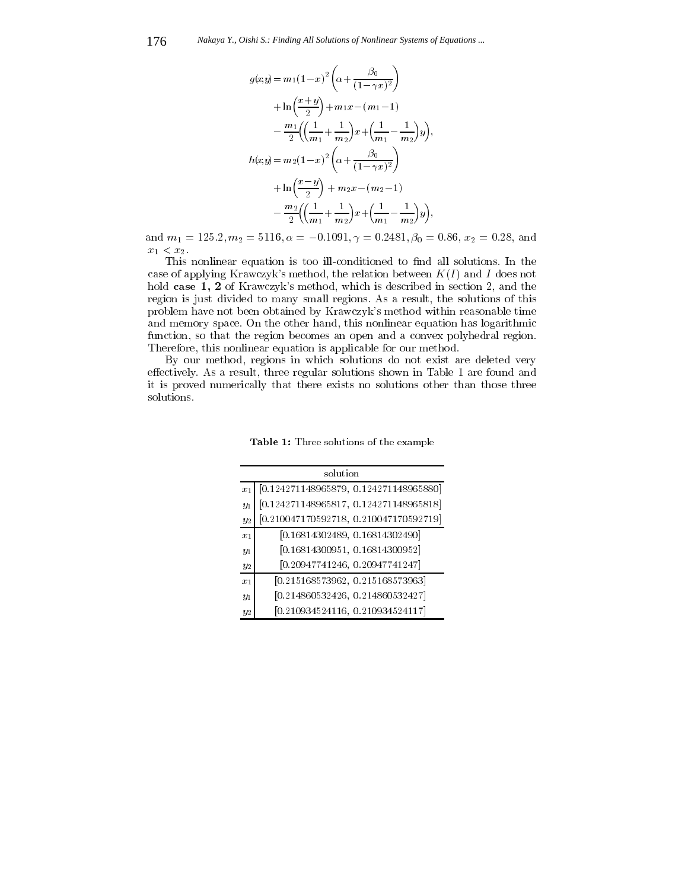$$
\begin{aligned}
g(x,y) &= m_1(1-x)^2\left(\alpha+\frac{\beta_0}{(1-\gamma x)^2}\right)\\
&\quad +\ln\left(\frac{x+y}{2}\right)+m_1 x-(m_1-1)\\
&\quad -\frac{m_1}{2}\left(\left(\frac{1}{m_1}+\frac{1}{m_2}\right)x+\left(\frac{1}{m_1}-\frac{1}{m_2}\right)y\right),\\
h(x,y) &= m_2(1-x)^2\left(\alpha+\frac{\beta_0}{(1-\gamma x)^2}\right)\\
&\quad +\ln\left(\frac{x-y}{2}\right)+m_2 x-(m_2-1)\\
&\quad -\frac{m_2}{2}\left(\left(\frac{1}{m_1}+\frac{1}{m_2}\right)x+\left(\frac{1}{m_1}-\frac{1}{m_2}\right)y\right),
\end{aligned}
$$

and $m_1 = 125.2, m_2 = 5116, \alpha = -0.1091, \gamma = 0.2481, \beta_0 = 0.86$, $x_2 = 0.28$, and $x_1 < x_2$.

This nonlinear equation is too ill-conditioned to find all solutions. In the case of applying Krawczyk's method, the relation between $K(I)$ and $I$ does not hold **case 1, 2** of Krawczyk's method, which is described in section 2, and the region is just divided to many small regions. As a result, the solutions of this problem have not been obtained by Krawczyk's method within reasonable time and memory space. On the other hand, this nonlinear equation has logarithmic function, so that the region becomes an open and a convex polyhedral region. Therefore, this nonlinear equation is applicable for our method.

By our method, regions in which solutions do not exist are deleted very effectively. As a result, three regular solutions shown in Table 1 are found and it is proved numerically that there exists no solutions other than those three solutions.

**Table 1:** Three solutions of the example

| | solution |
|---|---|
| $x_1$ | [0.124271148965879, 0.124271148965880] |
| $y_1$ | [0.124271148965817, 0.124271148965818] |
| $y_2$ | [0.210047170592718, 0.210047170592719] |
| $x_1$ | [0.16814302489, 0.16814302490] |
| $y_1$ | [0.16814300951, 0.16814300952] |
| $y_2$ | [0.20947741246, 0.20947741247] |
| $x_1$ | [0.215168573962, 0.215168573963] |
| $y_1$ | [0.214860532426, 0.214860532427] |
| $y_2$ | [0.210934524116, 0.210934524117] |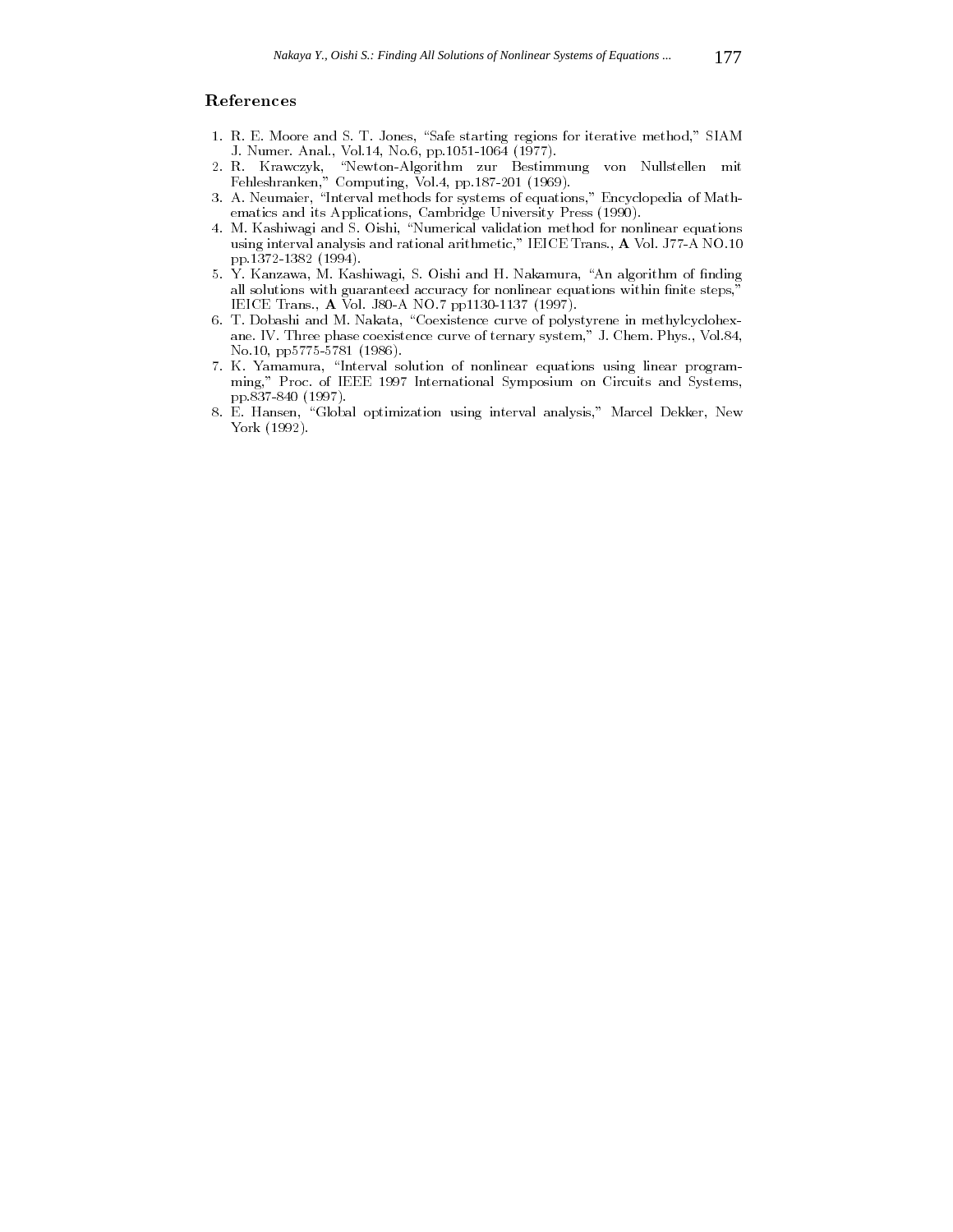## References

1. R. E. Moore and S. T. Jones, "Safe starting regions for iterative method," SIAM J. Numer. Anal., Vol.14, No.6, pp.1051-1064 (1977).
2. R. Krawczyk, "Newton-Algorithm zur Bestimmung von Nullstellen mit Fehleshranken," Computing, Vol.4, pp.187-201 (1969).
3. A. Neumaier, "Interval methods for systems of equations," Encyclopedia of Mathematics and its Applications, Cambridge University Press (1990).
4. M. Kashiwagi and S. Oishi, "Numerical validation method for nonlinear equations using interval analysis and rational arithmetic," IEICE Trans., **A** Vol. J77-A NO.10 pp.1372-1382 (1994).
5. Y. Kanzawa, M. Kashiwagi, S. Oishi and H. Nakamura, "An algorithm of finding all solutions with guaranteed accuracy for nonlinear equations within finite steps," IEICE Trans., **A** Vol. J80-A NO.7 pp1130-1137 (1997).
6. T. Dobashi and M. Nakata, "Coexistence curve of polystyrene in methylcyclohexane. IV. Three phase coexistence curve of ternary system," J. Chem. Phys., Vol.84, No.10, pp5775-5781 (1986).
7. K. Yamamura, "Interval solution of nonlinear equations using linear programming," Proc. of IEEE 1997 International Symposium on Circuits and Systems, pp.837-840 (1997).
8. E. Hansen, "Global optimization using interval analysis," Marcel Dekker, New York (1992).